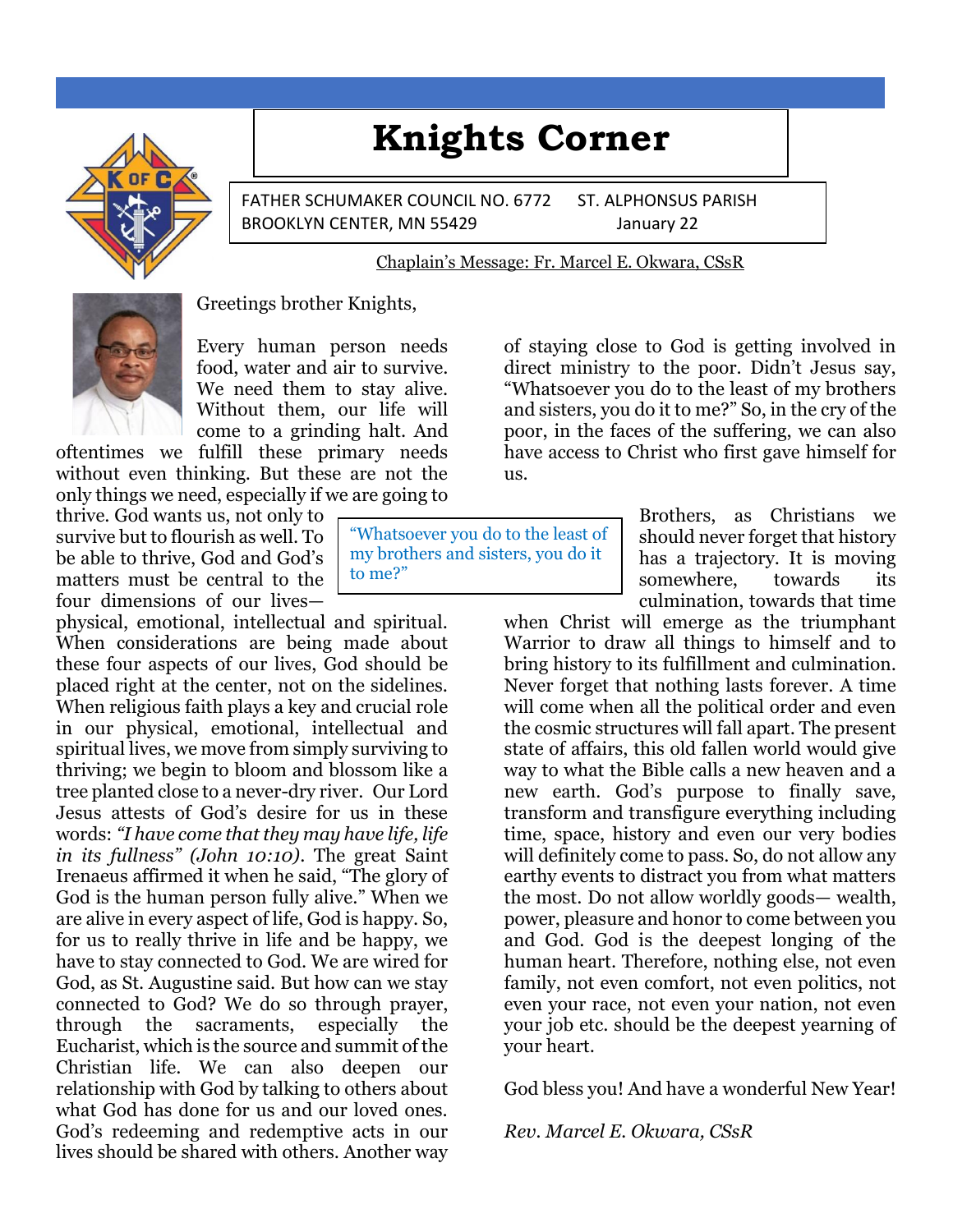# Knights Corner

FATHER SCHUMAKER COUNCIL NO. 6772 ST. ALPHONSUS PARISH
BROOKLYN CENTER, MN 55429 January 22

Chaplain's Message: Fr. Marcel E. Okwara, CSsR

Greetings brother Knights,

Every human person needs food, water and air to survive. We need them to stay alive. Without them, our life will come to a grinding halt. And oftentimes we fulfill these primary needs without even thinking. But these are not the only things we need, especially if we are going to thrive. God wants us, not only to survive but to flourish as well. To be able to thrive, God and God's matters must be central to the four dimensions of our lives—physical, emotional, intellectual and spiritual. When considerations are being made about these four aspects of our lives, God should be placed right at the center, not on the sidelines. When religious faith plays a key and crucial role in our physical, emotional, intellectual and spiritual lives, we move from simply surviving to thriving; we begin to bloom and blossom like a tree planted close to a never-dry river. Our Lord Jesus attests of God's desire for us in these words: *"I have come that they may have life, life in its fullness" (John 10:10)*. The great Saint Irenaeus affirmed it when he said, "The glory of God is the human person fully alive." When we are alive in every aspect of life, God is happy. So, for us to really thrive in life and be happy, we have to stay connected to God. We are wired for God, as St. Augustine said. But how can we stay connected to God? We do so through prayer, through the sacraments, especially the Eucharist, which is the source and summit of the Christian life. We can also deepen our relationship with God by talking to others about what God has done for us and our loved ones. God's redeeming and redemptive acts in our lives should be shared with others. Another way of staying close to God is getting involved in direct ministry to the poor. Didn't Jesus say, "Whatsoever you do to the least of my brothers and sisters, you do it to me?" So, in the cry of the poor, in the faces of the suffering, we can also have access to Christ who first gave himself for us.

> "Whatsoever you do to the least of my brothers and sisters, you do it to me?"

Brothers, as Christians we should never forget that history has a trajectory. It is moving somewhere, towards its culmination, towards that time when Christ will emerge as the triumphant Warrior to draw all things to himself and to bring history to its fulfillment and culmination. Never forget that nothing lasts forever. A time will come when all the political order and even the cosmic structures will fall apart. The present state of affairs, this old fallen world would give way to what the Bible calls a new heaven and a new earth. God's purpose to finally save, transform and transfigure everything including time, space, history and even our very bodies will definitely come to pass. So, do not allow any earthy events to distract you from what matters the most. Do not allow worldly goods— wealth, power, pleasure and honor to come between you and God. God is the deepest longing of the human heart. Therefore, nothing else, not even family, not even comfort, not even politics, not even your race, not even your nation, not even your job etc. should be the deepest yearning of your heart.

God bless you! And have a wonderful New Year!

*Rev. Marcel E. Okwara, CSsR*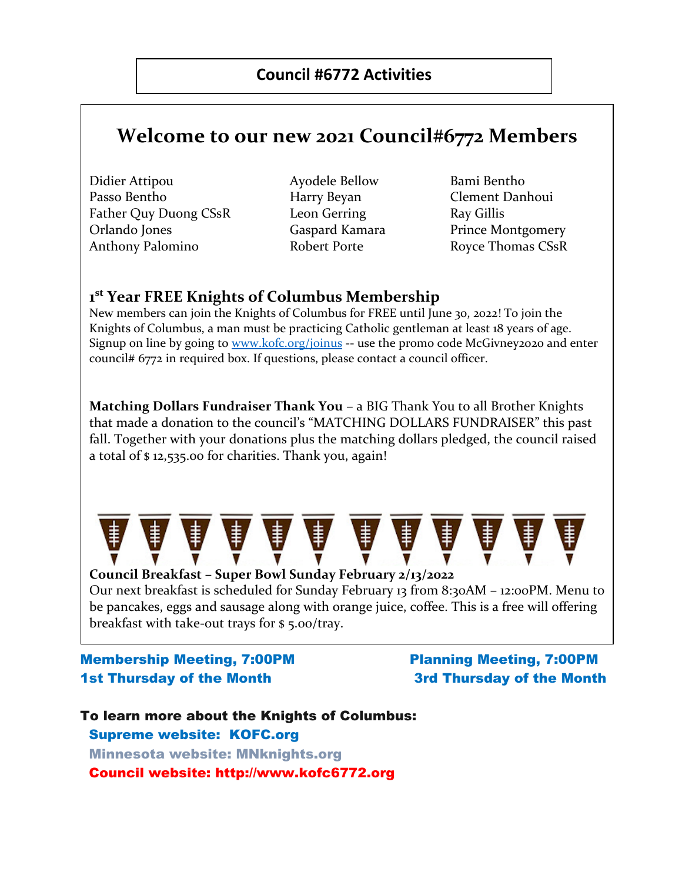# Council #6772 Activities

## Welcome to our new 2021 Council#6772 Members

| | | |
|---|---|---|
| Didier Attipou | Ayodele Bellow | Bami Bentho |
| Passo Bentho | Harry Beyan | Clement Danhoui |
| Father Quy Duong CSsR | Leon Gerring | Ray Gillis |
| Orlando Jones | Gaspard Kamara | Prince Montgomery |
| Anthony Palomino | Robert Porte | Royce Thomas CSsR |

### 1st Year FREE Knights of Columbus Membership

New members can join the Knights of Columbus for FREE until June 30, 2022! To join the Knights of Columbus, a man must be practicing Catholic gentleman at least 18 years of age. Signup on line by going to www.kofc.org/joinus -- use the promo code McGivney2020 and enter council# 6772 in required box. If questions, please contact a council officer.

**Matching Dollars Fundraiser Thank You** – a BIG Thank You to all Brother Knights that made a donation to the council's "MATCHING DOLLARS FUNDRAISER" this past fall. Together with your donations plus the matching dollars pledged, the council raised a total of $ 12,535.00 for charities. Thank you, again!

**Council Breakfast – Super Bowl Sunday February 2/13/2022**

Our next breakfast is scheduled for Sunday February 13 from 8:30AM – 12:00PM. Menu to be pancakes, eggs and sausage along with orange juice, coffee. This is a free will offering breakfast with take-out trays for $ 5.00/tray.

**Membership Meeting, 7:00PM**
**1st Thursday of the Month**

**Planning Meeting, 7:00PM**
**3rd Thursday of the Month**

**To learn more about the Knights of Columbus:**

- **Supreme website: KOFC.org**
- **Minnesota website: MNknights.org**
- **Council website: http://www.kofc6772.org**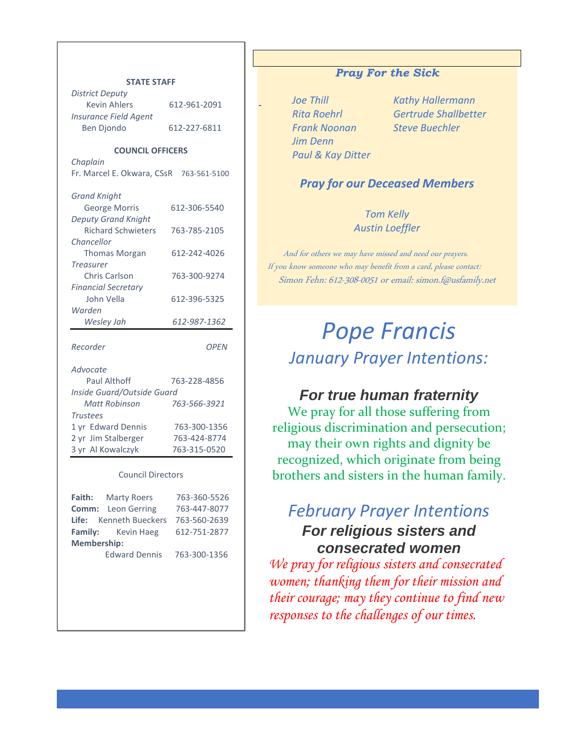### STATE STAFF

| | |
|---|---|
| *District Deputy* | |
| Kevin Ahlers | 612-961-2091 |
| *Insurance Field Agent* | |
| Ben Djondo | 612-227-6811 |

### COUNCIL OFFICERS

| | |
|---|---|
| *Chaplain* | |
| Fr. Marcel E. Okwara, CSsR | 763-561-5100 |
| *Grand Knight* | |
| George Morris | 612-306-5540 |
| *Deputy Grand Knight* | |
| Richard Schwieters | 763-785-2105 |
| *Chancellor* | |
| Thomas Morgan | 612-242-4026 |
| *Treasurer* | |
| Chris Carlson | 763-300-9274 |
| *Financial Secretary* | |
| John Vella | 612-396-5325 |
| *Warden* | |
| *Wesley Jah* | *612-987-1362* |
| *Recorder* | *OPEN* |
| *Advocate* | |
| Paul Althoff | 763-228-4856 |
| *Inside Guard/Outside Guard* | |
| *Matt Robinson* | *763-566-3921* |
| *Trustees* | |
| 1 yr Edward Dennis | 763-300-1356 |
| 2 yr Jim Stalberger | 763-424-8774 |
| 3 yr Al Kowalczyk | 763-315-0520 |

### Council Directors

| | | |
|---|---|---|
| **Faith:** | Marty Roers | 763-360-5526 |
| **Comm:** | Leon Gerring | 763-447-8077 |
| **Life:** | Kenneth Bueckers | 763-560-2639 |
| **Family:** | Kevin Haeg | 612-751-2877 |
| **Membership:** | Edward Dennis | 763-300-1356 |

## *Pray For the Sick*

*Joe Thill*
*Rita Roehrl*
*Frank Noonan*
*Jim Denn*
*Paul & Kay Ditter*
*Kathy Hallermann*
*Gertrude Shallbetter*
*Steve Buechler*

## *Pray for our Deceased Members*

*Tom Kelly*
*Austin Loeffler*

*And for others we may have missed and need our prayers.*
*If you know someone who may benefit from a card, please contact:*
*Simon Fehn: 612-308-0051 or email: simon.f@usfamily.net*

# *Pope Francis*

## *January Prayer Intentions:*

### *For true human fraternity*

We pray for all those suffering from religious discrimination and persecution; may their own rights and dignity be recognized, which originate from being brothers and sisters in the human family.

## *February Prayer Intentions*

### *For religious sisters and consecrated women*

*We pray for religious sisters and consecrated women; thanking them for their mission and their courage; may they continue to find new responses to the challenges of our times.*